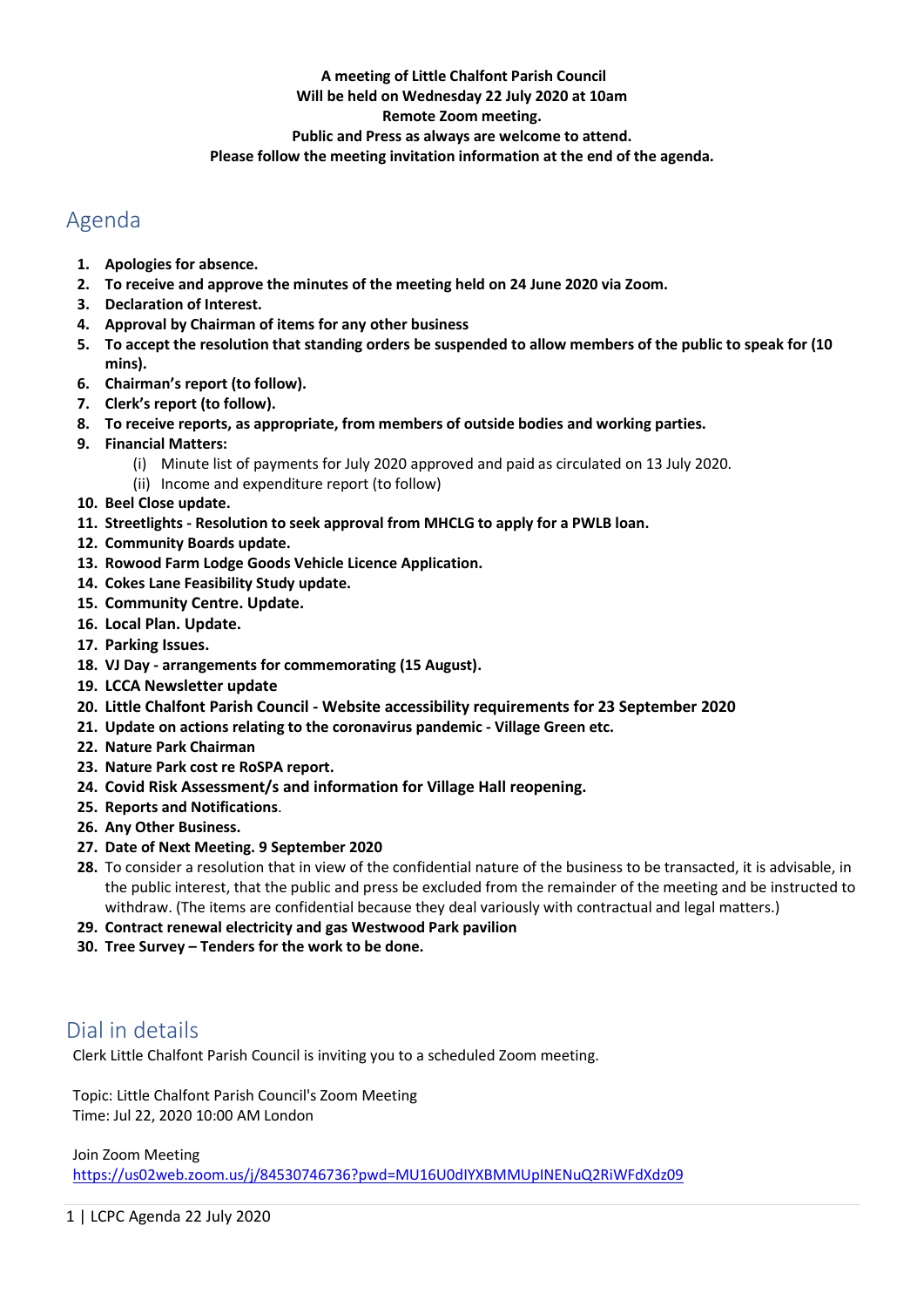**A meeting of Little Chalfont Parish Council**
**Will be held on Wednesday 22 July 2020 at 10am**
**Remote Zoom meeting.**
**Public and Press as always are welcome to attend.**
**Please follow the meeting invitation information at the end of the agenda.**

# Agenda

1. **Apologies for absence.**
2. **To receive and approve the minutes of the meeting held on 24 June 2020 via Zoom.**
3. **Declaration of Interest.**
4. **Approval by Chairman of items for any other business**
5. **To accept the resolution that standing orders be suspended to allow members of the public to speak for (10 mins).**
6. **Chairman's report (to follow).**
7. **Clerk's report (to follow).**
8. **To receive reports, as appropriate, from members of outside bodies and working parties.**
9. **Financial Matters:**
    (i) Minute list of payments for July 2020 approved and paid as circulated on 13 July 2020.
    (ii) Income and expenditure report (to follow)
10. **Beel Close update.**
11. **Streetlights - Resolution to seek approval from MHCLG to apply for a PWLB loan.**
12. **Community Boards update.**
13. **Rowood Farm Lodge Goods Vehicle Licence Application.**
14. **Cokes Lane Feasibility Study update.**
15. **Community Centre. Update.**
16. **Local Plan. Update.**
17. **Parking Issues.**
18. **VJ Day - arrangements for commemorating (15 August).**
19. **LCCA Newsletter update**
20. **Little Chalfont Parish Council - Website accessibility requirements for 23 September 2020**
21. **Update on actions relating to the coronavirus pandemic - Village Green etc.**
22. **Nature Park Chairman**
23. **Nature Park cost re RoSPA report.**
24. **Covid Risk Assessment/s and information for Village Hall reopening.**
25. **Reports and Notifications**.
26. **Any Other Business.**
27. **Date of Next Meeting. 9 September 2020**
28. To consider a resolution that in view of the confidential nature of the business to be transacted, it is advisable, in the public interest, that the public and press be excluded from the remainder of the meeting and be instructed to withdraw. (The items are confidential because they deal variously with contractual and legal matters.)
29. **Contract renewal electricity and gas Westwood Park pavilion**
30. **Tree Survey – Tenders for the work to be done.**

# Dial in details

Clerk Little Chalfont Parish Council is inviting you to a scheduled Zoom meeting.

Topic: Little Chalfont Parish Council's Zoom Meeting
Time: Jul 22, 2020 10:00 AM London

Join Zoom Meeting
https://us02web.zoom.us/j/84530746736?pwd=MU16U0dIYXBMMUpINENuQ2RiWFdXdz09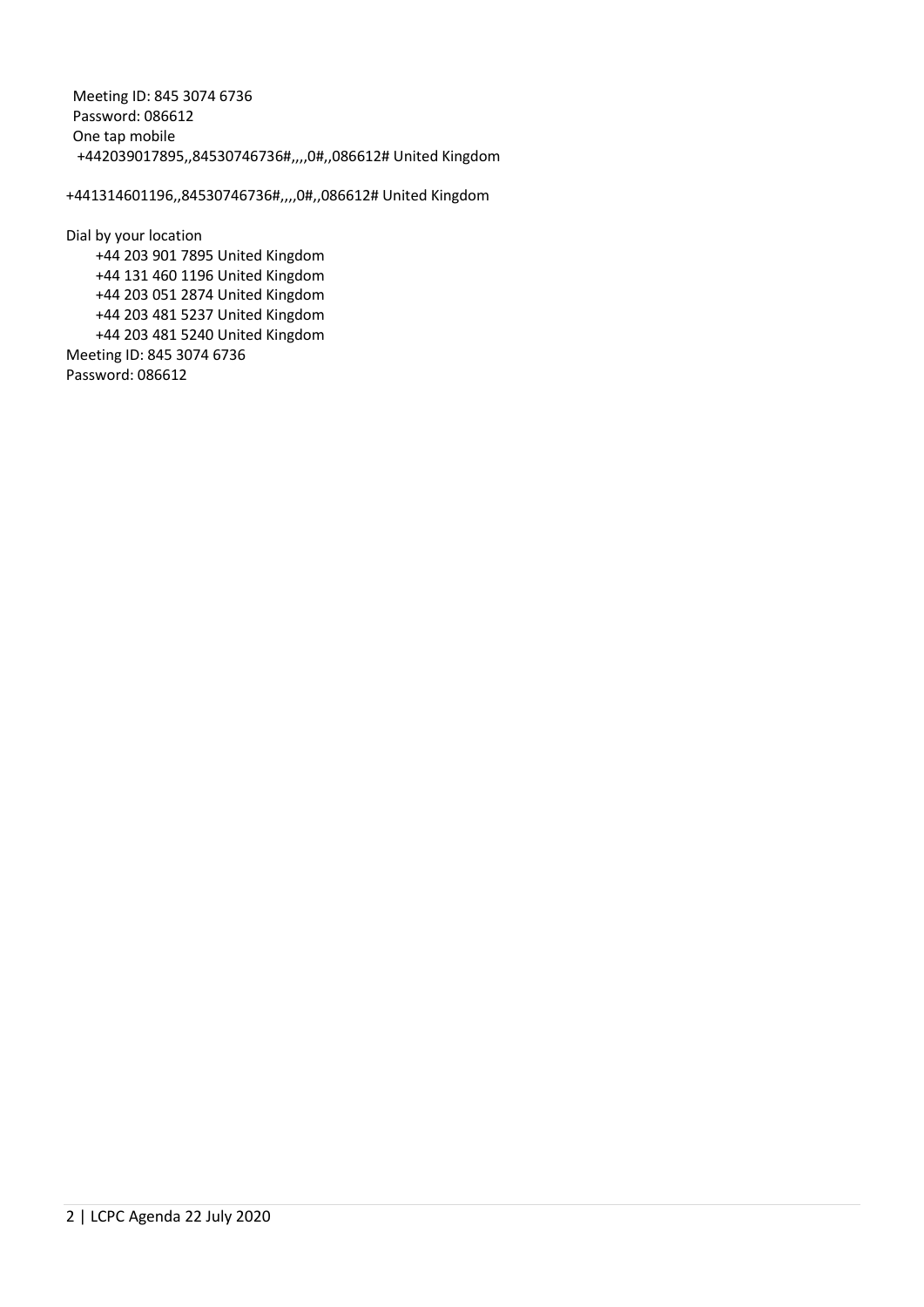Meeting ID: 845 3074 6736
Password: 086612
One tap mobile
+442039017895,,84530746736#,,,,0#,,086612# United Kingdom

+441314601196,,84530746736#,,,,0#,,086612# United Kingdom

Dial by your location
+44 203 901 7895 United Kingdom
+44 131 460 1196 United Kingdom
+44 203 051 2874 United Kingdom
+44 203 481 5237 United Kingdom
+44 203 481 5240 United Kingdom
Meeting ID: 845 3074 6736
Password: 086612